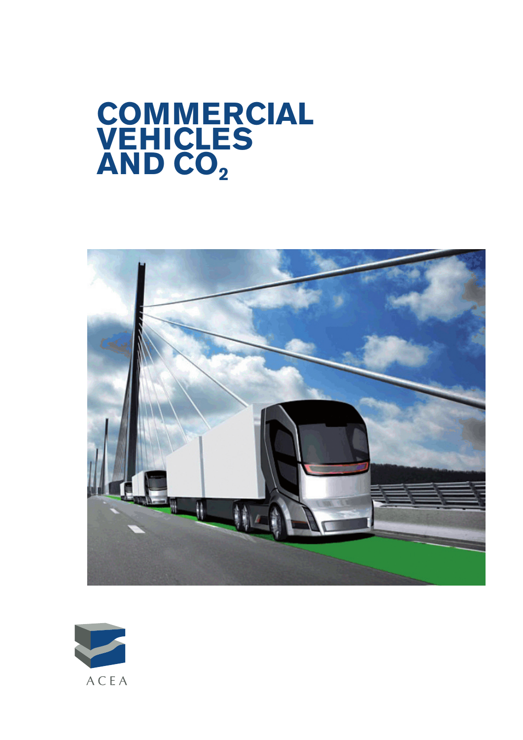# COMMERCIAL VEHICLES AND $CO_2$

ACEA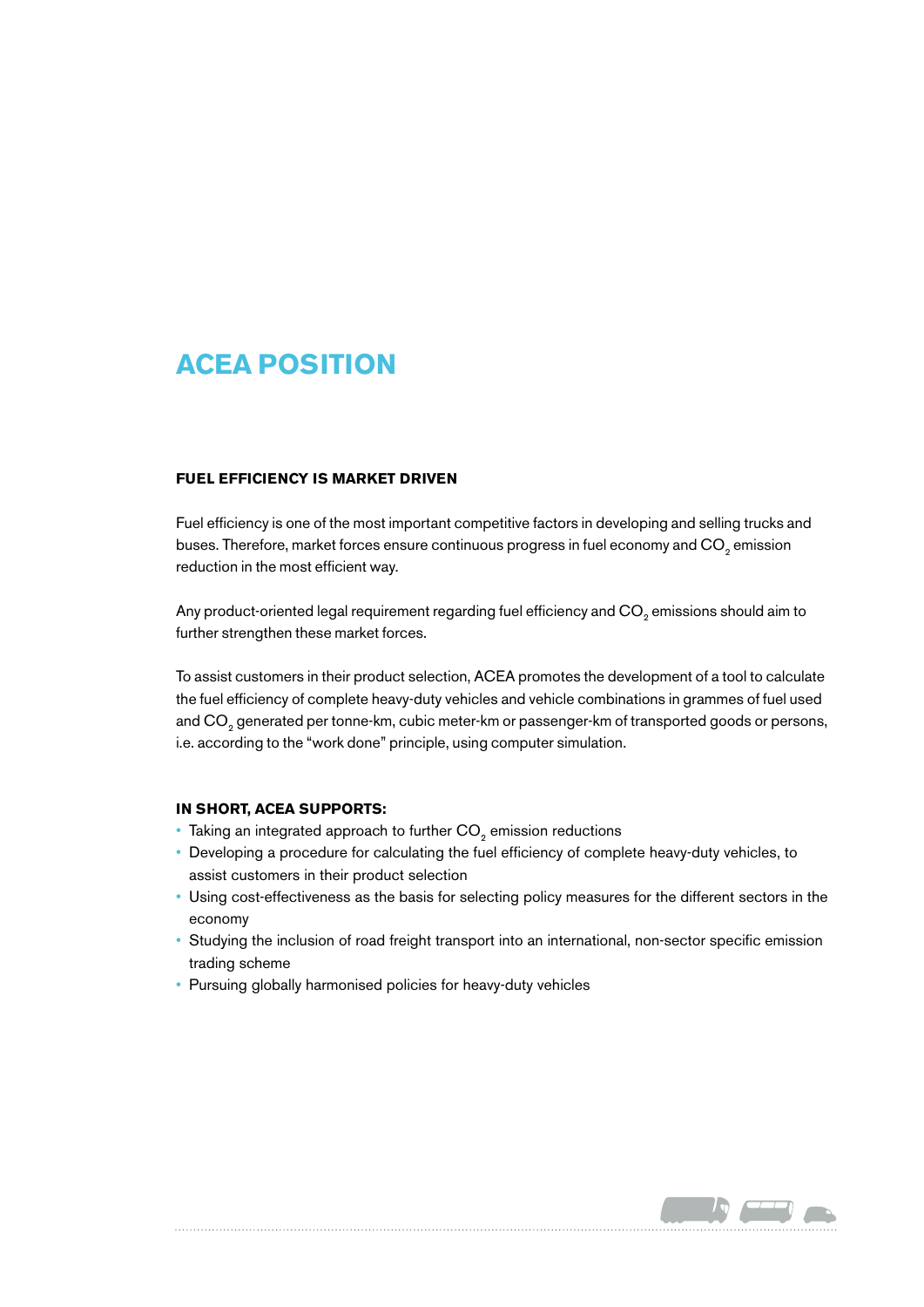# ACEA POSITION

### FUEL EFFICIENCY IS MARKET DRIVEN

Fuel efficiency is one of the most important competitive factors in developing and selling trucks and buses. Therefore, market forces ensure continuous progress in fuel economy and $CO_2$ emission reduction in the most efficient way.

Any product-oriented legal requirement regarding fuel efficiency and $CO_2$ emissions should aim to further strengthen these market forces.

To assist customers in their product selection, ACEA promotes the development of a tool to calculate the fuel efficiency of complete heavy-duty vehicles and vehicle combinations in grammes of fuel used and $CO_2$ generated per tonne-km, cubic meter-km or passenger-km of transported goods or persons, i.e. according to the "work done" principle, using computer simulation.

### IN SHORT, ACEA SUPPORTS:

- Taking an integrated approach to further $CO_2$ emission reductions
- Developing a procedure for calculating the fuel efficiency of complete heavy-duty vehicles, to assist customers in their product selection
- Using cost-effectiveness as the basis for selecting policy measures for the different sectors in the economy
- Studying the inclusion of road freight transport into an international, non-sector specific emission trading scheme
- Pursuing globally harmonised policies for heavy-duty vehicles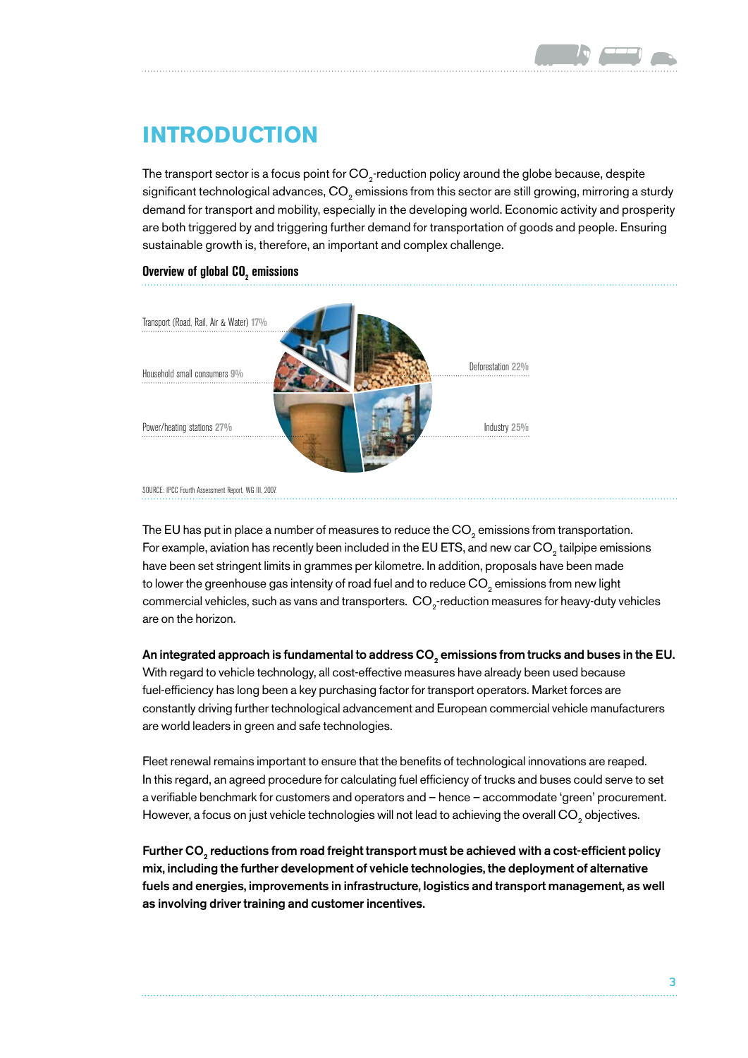# INTRODUCTION

The transport sector is a focus point for $CO_2$-reduction policy around the globe because, despite significant technological advances, $CO_2$ emissions from this sector are still growing, mirroring a sturdy demand for transport and mobility, especially in the developing world. Economic activity and prosperity are both triggered by and triggering further demand for transportation of goods and people. Ensuring sustainable growth is, therefore, an important and complex challenge.

**Overview of global $CO_2$ emissions**

Transport (Road, Rail, Air & Water) 17%

Household small consumers 9%

Power/heating stations 27%

Deforestation 22%

Industry 25%

SOURCE: IPCC Fourth Assessment Report, WG III, 2007

The EU has put in place a number of measures to reduce the $CO_2$ emissions from transportation. For example, aviation has recently been included in the EU ETS, and new car $CO_2$ tailpipe emissions have been set stringent limits in grammes per kilometre. In addition, proposals have been made to lower the greenhouse gas intensity of road fuel and to reduce $CO_2$ emissions from new light commercial vehicles, such as vans and transporters. $CO_2$-reduction measures for heavy-duty vehicles are on the horizon.

**An integrated approach is fundamental to address $CO_2$ emissions from trucks and buses in the EU.** With regard to vehicle technology, all cost-effective measures have already been used because fuel-efficiency has long been a key purchasing factor for transport operators. Market forces are constantly driving further technological advancement and European commercial vehicle manufacturers are world leaders in green and safe technologies.

Fleet renewal remains important to ensure that the benefits of technological innovations are reaped. In this regard, an agreed procedure for calculating fuel efficiency of trucks and buses could serve to set a verifiable benchmark for customers and operators and – hence – accommodate 'green' procurement. However, a focus on just vehicle technologies will not lead to achieving the overall $CO_2$ objectives.

**Further $CO_2$ reductions from road freight transport must be achieved with a cost-efficient policy mix, including the further development of vehicle technologies, the deployment of alternative fuels and energies, improvements in infrastructure, logistics and transport management, as well as involving driver training and customer incentives.**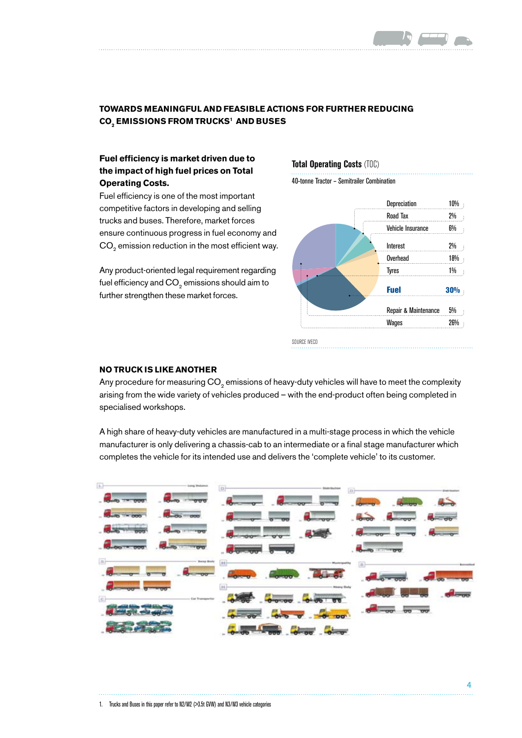## TOWARDS MEANINGFUL AND FEASIBLE ACTIONS FOR FURTHER REDUCING $CO_2$ EMISSIONS FROM TRUCKS[1] AND BUSES

**Fuel efficiency is market driven due to the impact of high fuel prices on Total Operating Costs.**

Fuel efficiency is one of the most important competitive factors in developing and selling trucks and buses. Therefore, market forces ensure continuous progress in fuel economy and $CO_2$ emission reduction in the most efficient way.

Any product-oriented legal requirement regarding fuel efficiency and $CO_2$ emissions should aim to further strengthen these market forces.

**Total Operating Costs** (TOC)

40-tonne Tractor – Semitrailer Combination

| Cost item | Share |
|---|---|
| Depreciation | 10% |
| Road Tax | 2% |
| Vehicle Insurance | 6% |
| Interest | 2% |
| Overhead | 18% |
| Tyres | 1% |
| **Fuel** | **30%** |
| Repair & Maintenance | 5% |
| Wages | 26% |

SOURCE IVECO

### NO TRUCK IS LIKE ANOTHER

Any procedure for measuring $CO_2$ emissions of heavy-duty vehicles will have to meet the complexity arising from the wide variety of vehicles produced – with the end-product often being completed in specialised workshops.

A high share of heavy-duty vehicles are manufactured in a multi-stage process in which the vehicle manufacturer is only delivering a chassis-cab to an intermediate or a final stage manufacturer which completes the vehicle for its intended use and delivers the 'complete vehicle' to its customer.

1. Trucks and Buses in this paper refer to N2/M2 (>3.5t GVW) and N3/M3 vehicle categories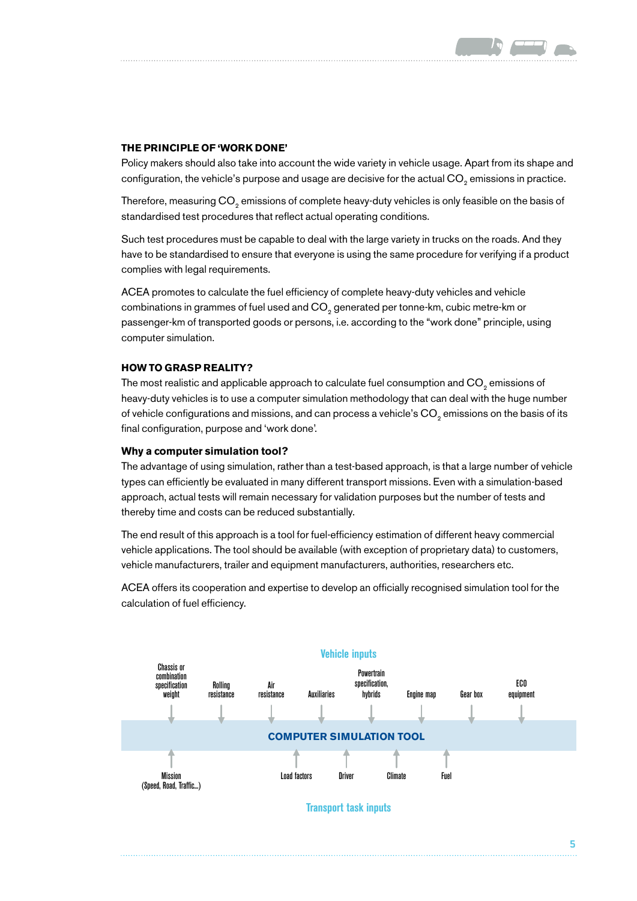### THE PRINCIPLE OF 'WORK DONE'

Policy makers should also take into account the wide variety in vehicle usage. Apart from its shape and configuration, the vehicle's purpose and usage are decisive for the actual $CO_2$ emissions in practice.

Therefore, measuring $CO_2$ emissions of complete heavy-duty vehicles is only feasible on the basis of standardised test procedures that reflect actual operating conditions.

Such test procedures must be capable to deal with the large variety in trucks on the roads. And they have to be standardised to ensure that everyone is using the same procedure for verifying if a product complies with legal requirements.

ACEA promotes to calculate the fuel efficiency of complete heavy-duty vehicles and vehicle combinations in grammes of fuel used and $CO_2$ generated per tonne-km, cubic metre-km or passenger-km of transported goods or persons, i.e. according to the "work done" principle, using computer simulation.

### HOW TO GRASP REALITY?

The most realistic and applicable approach to calculate fuel consumption and $CO_2$ emissions of heavy-duty vehicles is to use a computer simulation methodology that can deal with the huge number of vehicle configurations and missions, and can process a vehicle's $CO_2$ emissions on the basis of its final configuration, purpose and 'work done'.

#### Why a computer simulation tool?

The advantage of using simulation, rather than a test-based approach, is that a large number of vehicle types can efficiently be evaluated in many different transport missions. Even with a simulation-based approach, actual tests will remain necessary for validation purposes but the number of tests and thereby time and costs can be reduced substantially.

The end result of this approach is a tool for fuel-efficiency estimation of different heavy commercial vehicle applications. The tool should be available (with exception of proprietary data) to customers, vehicle manufacturers, trailer and equipment manufacturers, authorities, researchers etc.

ACEA offers its cooperation and expertise to develop an officially recognised simulation tool for the calculation of fuel efficiency.

Vehicle inputs

Chassis or combination specification weight | Rolling resistance | Air resistance | Auxiliaries | Powertrain specification, hybrids | Engine map | Gear box | ECO equipment

**COMPUTER SIMULATION TOOL**

Mission (Speed, Road, Traffic...) | Load factors | Driver | Climate | Fuel

Transport task inputs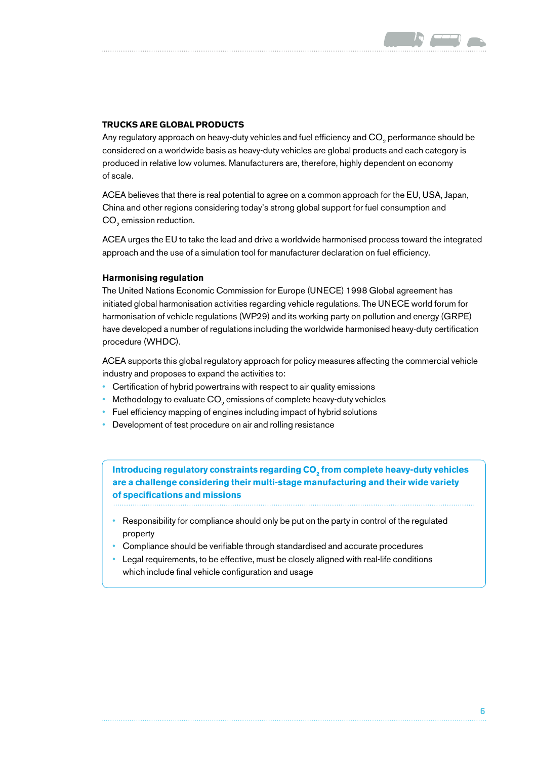## TRUCKS ARE GLOBAL PRODUCTS

Any regulatory approach on heavy-duty vehicles and fuel efficiency and $CO_2$ performance should be considered on a worldwide basis as heavy-duty vehicles are global products and each category is produced in relative low volumes. Manufacturers are, therefore, highly dependent on economy of scale.

ACEA believes that there is real potential to agree on a common approach for the EU, USA, Japan, China and other regions considering today's strong global support for fuel consumption and $CO_2$ emission reduction.

ACEA urges the EU to take the lead and drive a worldwide harmonised process toward the integrated approach and the use of a simulation tool for manufacturer declaration on fuel efficiency.

### Harmonising regulation

The United Nations Economic Commission for Europe (UNECE) 1998 Global agreement has initiated global harmonisation activities regarding vehicle regulations. The UNECE world forum for harmonisation of vehicle regulations (WP29) and its working party on pollution and energy (GRPE) have developed a number of regulations including the worldwide harmonised heavy-duty certification procedure (WHDC).

ACEA supports this global regulatory approach for policy measures affecting the commercial vehicle industry and proposes to expand the activities to:

- Certification of hybrid powertrains with respect to air quality emissions
- Methodology to evaluate $CO_2$ emissions of complete heavy-duty vehicles
- Fuel efficiency mapping of engines including impact of hybrid solutions
- Development of test procedure on air and rolling resistance

**Introducing regulatory constraints regarding $CO_2$ from complete heavy-duty vehicles are a challenge considering their multi-stage manufacturing and their wide variety of specifications and missions**

- Responsibility for compliance should only be put on the party in control of the regulated property
- Compliance should be verifiable through standardised and accurate procedures
- Legal requirements, to be effective, must be closely aligned with real-life conditions which include final vehicle configuration and usage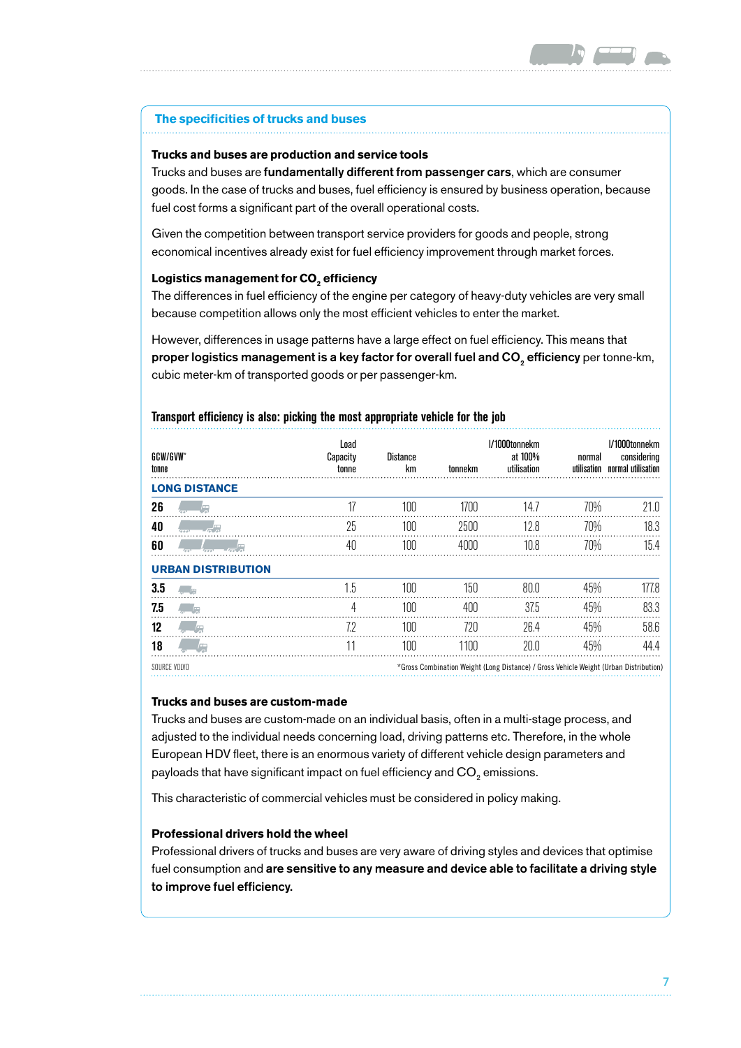## The specificities of trucks and buses

**Trucks and buses are production and service tools**

Trucks and buses are **fundamentally different from passenger cars**, which are consumer goods. In the case of trucks and buses, fuel efficiency is ensured by business operation, because fuel cost forms a significant part of the overall operational costs.

Given the competition between transport service providers for goods and people, strong economical incentives already exist for fuel efficiency improvement through market forces.

**Logistics management for $CO_2$ efficiency**

The differences in fuel efficiency of the engine per category of heavy-duty vehicles are very small because competition allows only the most efficient vehicles to enter the market.

However, differences in usage patterns have a large effect on fuel efficiency. This means that **proper logistics management is a key factor for overall fuel and $CO_2$ efficiency** per tonne-km, cubic meter-km of transported goods or per passenger-km.

**Transport efficiency is also: picking the most appropriate vehicle for the job**

| GCW/GVW* tonne | Load Capacity tonne | Distance km | tonnekm | l/1000tonnekm at 100% utilisation | normal utilisation | l/1000tonnekm considering normal utilisation |
|---|---|---|---|---|---|---|
| **LONG DISTANCE** | | | | | | |
| **26** | 17 | 100 | 1700 | 14.7 | 70% | 21.0 |
| **40** | 25 | 100 | 2500 | 12.8 | 70% | 18.3 |
| **60** | 40 | 100 | 4000 | 10.8 | 70% | 15.4 |
| **URBAN DISTRIBUTION** | | | | | | |
| **3.5** | 1.5 | 100 | 150 | 80.0 | 45% | 177.8 |
| **7.5** | 4 | 100 | 400 | 37.5 | 45% | 83.3 |
| **12** | 7.2 | 100 | 720 | 26.4 | 45% | 58.6 |
| **18** | 11 | 100 | 1100 | 20.0 | 45% | 44.4 |

SOURCE VOLVO

*Gross Combination Weight (Long Distance) / Gross Vehicle Weight (Urban Distribution)

**Trucks and buses are custom-made**

Trucks and buses are custom-made on an individual basis, often in a multi-stage process, and adjusted to the individual needs concerning load, driving patterns etc. Therefore, in the whole European HDV fleet, there is an enormous variety of different vehicle design parameters and payloads that have significant impact on fuel efficiency and $CO_2$ emissions.

This characteristic of commercial vehicles must be considered in policy making.

**Professional drivers hold the wheel**

Professional drivers of trucks and buses are very aware of driving styles and devices that optimise fuel consumption and **are sensitive to any measure and device able to facilitate a driving style to improve fuel efficiency.**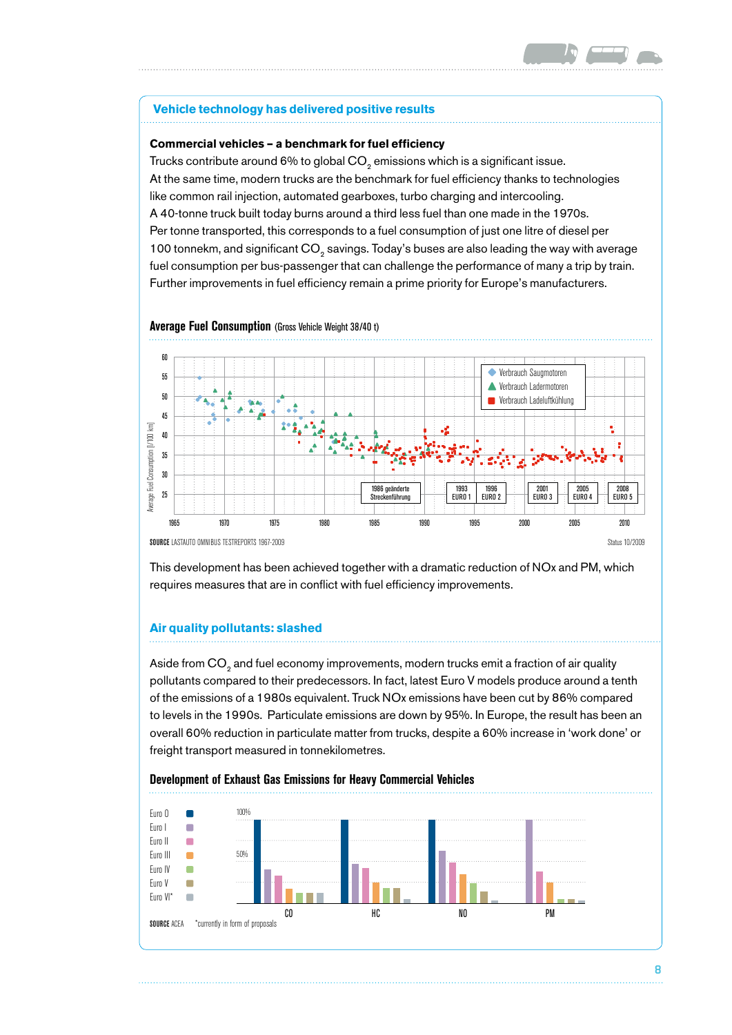## Vehicle technology has delivered positive results

### Commercial vehicles – a benchmark for fuel efficiency

Trucks contribute around 6% to global $CO_2$ emissions which is a significant issue.
At the same time, modern trucks are the benchmark for fuel efficiency thanks to technologies like common rail injection, automated gearboxes, turbo charging and intercooling.
A 40-tonne truck built today burns around a third less fuel than one made in the 1970s.
Per tonne transported, this corresponds to a fuel consumption of just one litre of diesel per 100 tonnekm, and significant $CO_2$ savings. Today's buses are also leading the way with average fuel consumption per bus-passenger that can challenge the performance of many a trip by train.
Further improvements in fuel efficiency remain a prime priority for Europe's manufacturers.

**Average Fuel Consumption** (Gross Vehicle Weight 38/40 t)

Average Fuel Consumption [l/100 km]

Verbrauch Saugmotoren
Verbrauch Ladermotoren
Verbrauch Ladeluftkühlung

1986 geänderte Streckenführung | 1993 EURO 1 | 1996 EURO 2 | 2001 EURO 3 | 2005 EURO 4 | 2008 EURO 5

**SOURCE** LASTAUTO OMNIBUS TESTREPORTS 1967-2009

Status 10/2009

This development has been achieved together with a dramatic reduction of NOx and PM, which requires measures that are in conflict with fuel efficiency improvements.

## Air quality pollutants: slashed

Aside from $CO_2$ and fuel economy improvements, modern trucks emit a fraction of air quality pollutants compared to their predecessors. In fact, latest Euro V models produce around a tenth of the emissions of a 1980s equivalent. Truck NOx emissions have been cut by 86% compared to levels in the 1990s. Particulate emissions are down by 95%. In Europe, the result has been an overall 60% reduction in particulate matter from trucks, despite a 60% increase in 'work done' or freight transport measured in tonnekilometres.

**Development of Exhaust Gas Emissions for Heavy Commercial Vehicles**

Euro 0, Euro I, Euro II, Euro III, Euro IV, Euro V, Euro VI*

CO | HC | NO | PM

**SOURCE** ACEA   *currently in form of proposals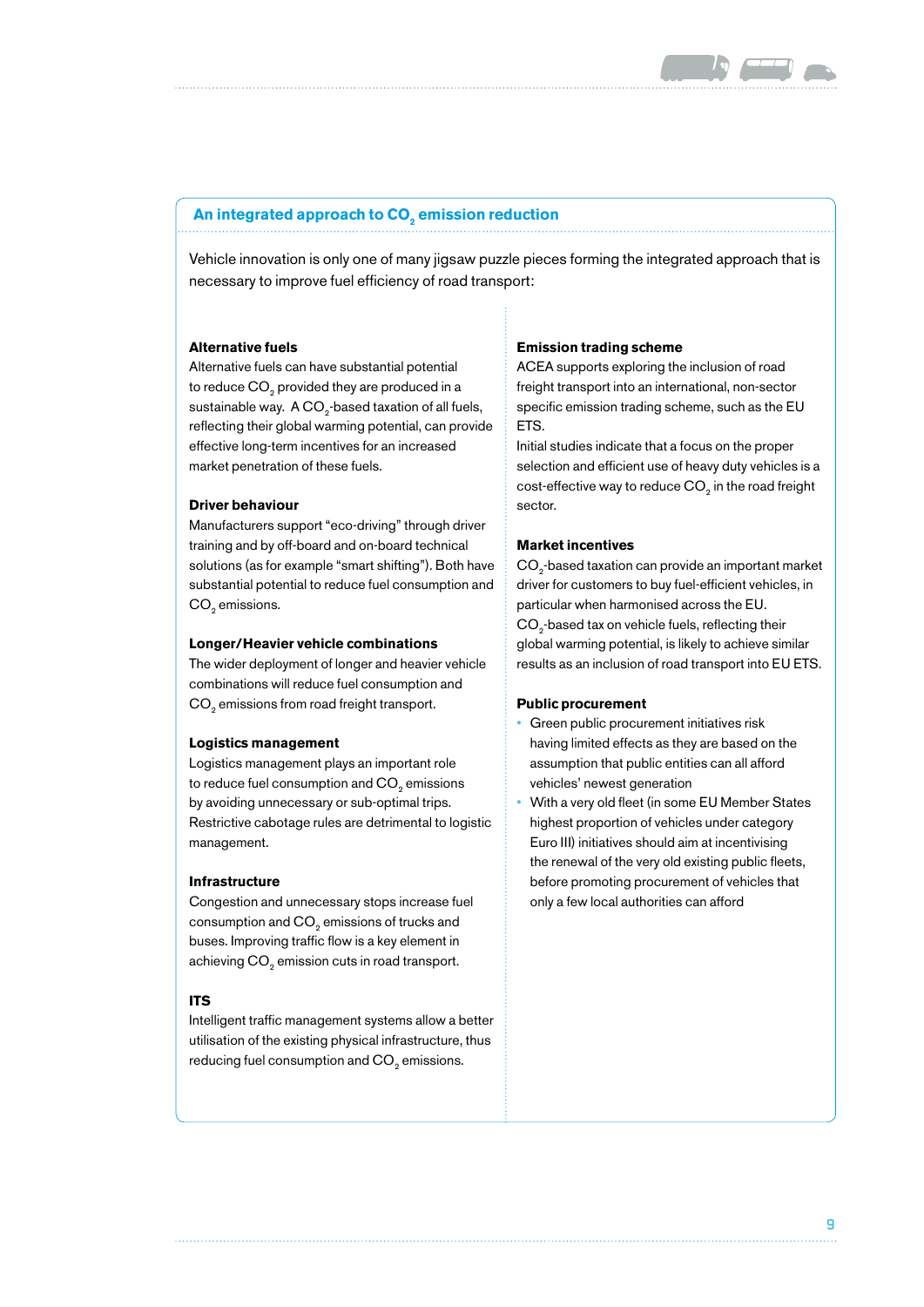## An integrated approach to $CO_2$ emission reduction

Vehicle innovation is only one of many jigsaw puzzle pieces forming the integrated approach that is necessary to improve fuel efficiency of road transport:

**Alternative fuels**

Alternative fuels can have substantial potential to reduce $CO_2$ provided they are produced in a sustainable way. A $CO_2$-based taxation of all fuels, reflecting their global warming potential, can provide effective long-term incentives for an increased market penetration of these fuels.

**Driver behaviour**

Manufacturers support "eco-driving" through driver training and by off-board and on-board technical solutions (as for example "smart shifting"). Both have substantial potential to reduce fuel consumption and $CO_2$ emissions.

**Longer/Heavier vehicle combinations**

The wider deployment of longer and heavier vehicle combinations will reduce fuel consumption and $CO_2$ emissions from road freight transport.

**Logistics management**

Logistics management plays an important role to reduce fuel consumption and $CO_2$ emissions by avoiding unnecessary or sub-optimal trips. Restrictive cabotage rules are detrimental to logistic management.

**Infrastructure**

Congestion and unnecessary stops increase fuel consumption and $CO_2$ emissions of trucks and buses. Improving traffic flow is a key element in achieving $CO_2$ emission cuts in road transport.

**ITS**

Intelligent traffic management systems allow a better utilisation of the existing physical infrastructure, thus reducing fuel consumption and $CO_2$ emissions.

**Emission trading scheme**

ACEA supports exploring the inclusion of road freight transport into an international, non-sector specific emission trading scheme, such as the EU ETS.

Initial studies indicate that a focus on the proper selection and efficient use of heavy duty vehicles is a cost-effective way to reduce $CO_2$ in the road freight sector.

**Market incentives**

$CO_2$-based taxation can provide an important market driver for customers to buy fuel-efficient vehicles, in particular when harmonised across the EU.

$CO_2$-based tax on vehicle fuels, reflecting their global warming potential, is likely to achieve similar results as an inclusion of road transport into EU ETS.

**Public procurement**

- Green public procurement initiatives risk having limited effects as they are based on the assumption that public entities can all afford vehicles' newest generation
- With a very old fleet (in some EU Member States highest proportion of vehicles under category Euro III) initiatives should aim at incentivising the renewal of the very old existing public fleets, before promoting procurement of vehicles that only a few local authorities can afford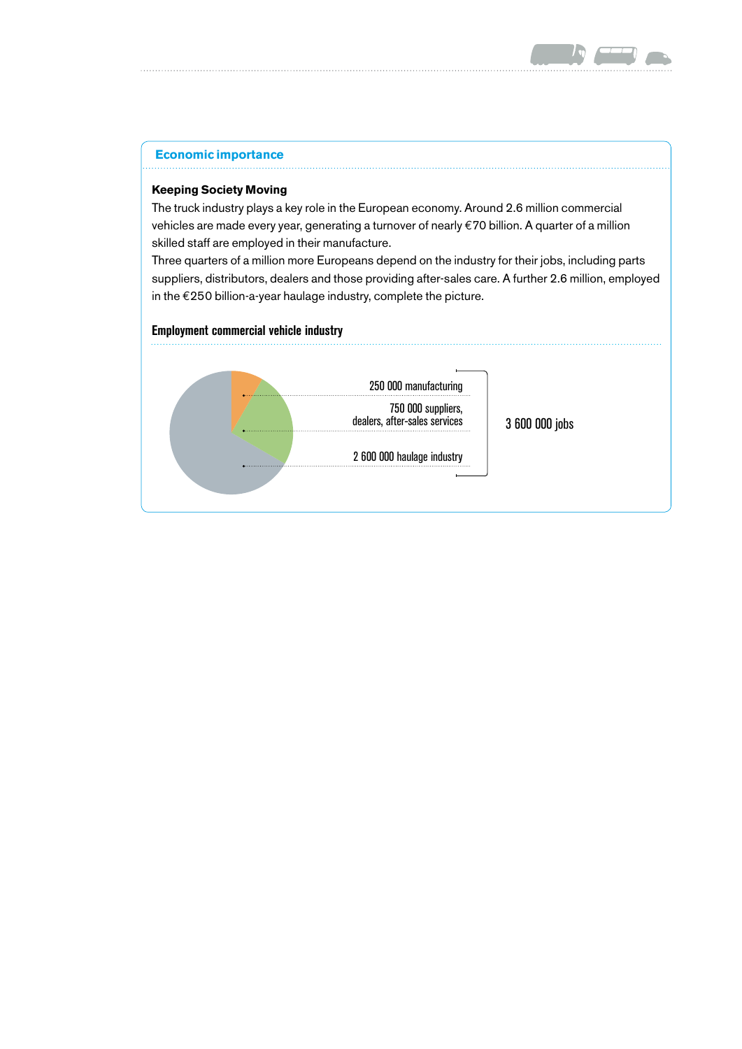## Economic importance

**Keeping Society Moving**

The truck industry plays a key role in the European economy. Around 2.6 million commercial vehicles are made every year, generating a turnover of nearly €70 billion. A quarter of a million skilled staff are employed in their manufacture.
Three quarters of a million more Europeans depend on the industry for their jobs, including parts suppliers, distributors, dealers and those providing after-sales care. A further 2.6 million, employed in the €250 billion-a-year haulage industry, complete the picture.

**Employment commercial vehicle industry**

250 000 manufacturing

750 000 suppliers, dealers, after-sales services

2 600 000 haulage industry

3 600 000 jobs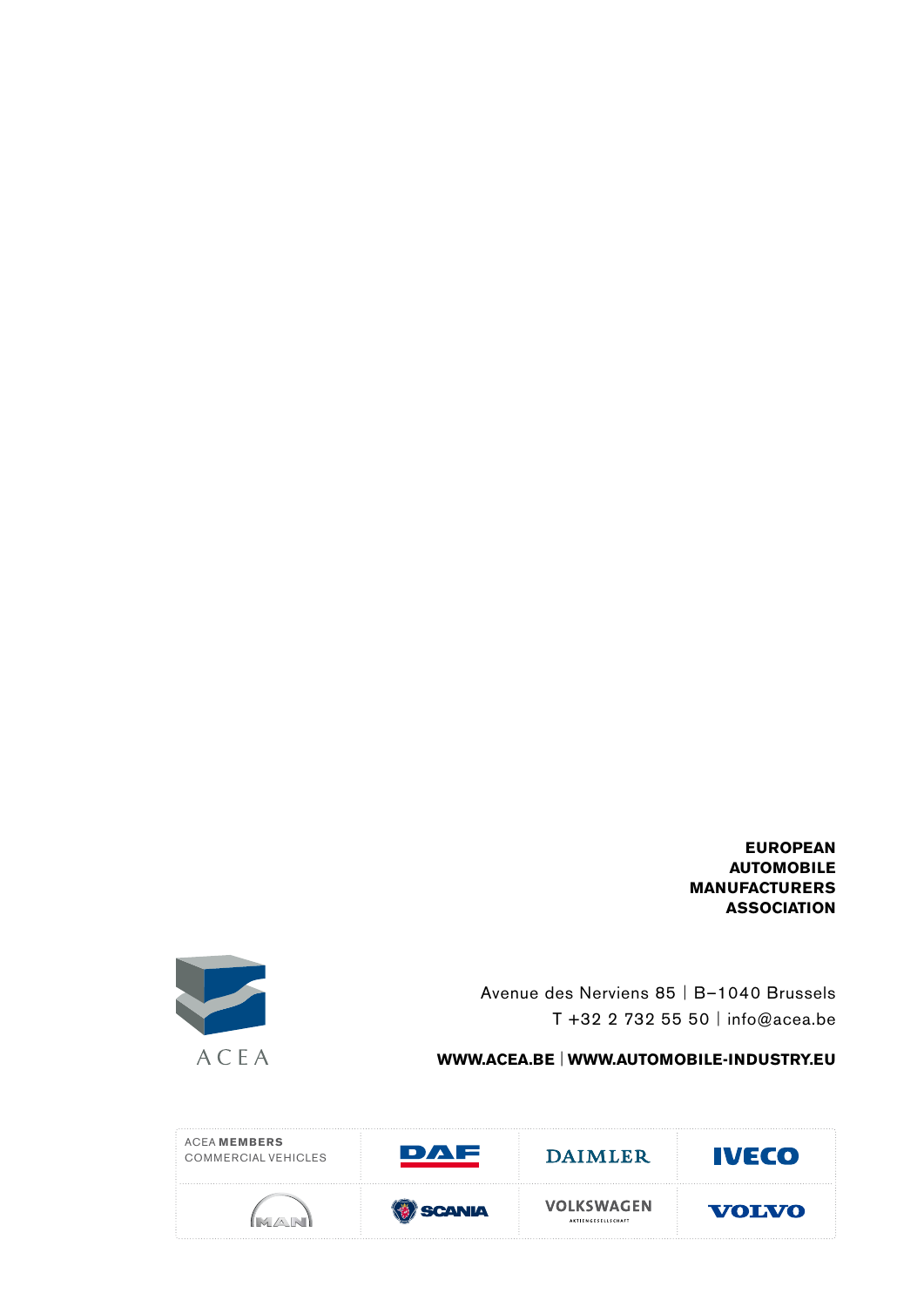**EUROPEAN AUTOMOBILE MANUFACTURERS ASSOCIATION**

ACEA

Avenue des Nerviens 85 | B–1040 Brussels
T +32 2 732 55 50 | info@acea.be

**WWW.ACEA.BE** | **WWW.AUTOMOBILE-INDUSTRY.EU**

| | | | |
|---|---|---|---|
| ACEA **MEMBERS** COMMERCIAL VEHICLES | DAF | DAIMLER | IVECO |
| MAN | SCANIA | VOLKSWAGEN AKTIENGESELLSCHAFT | VOLVO |